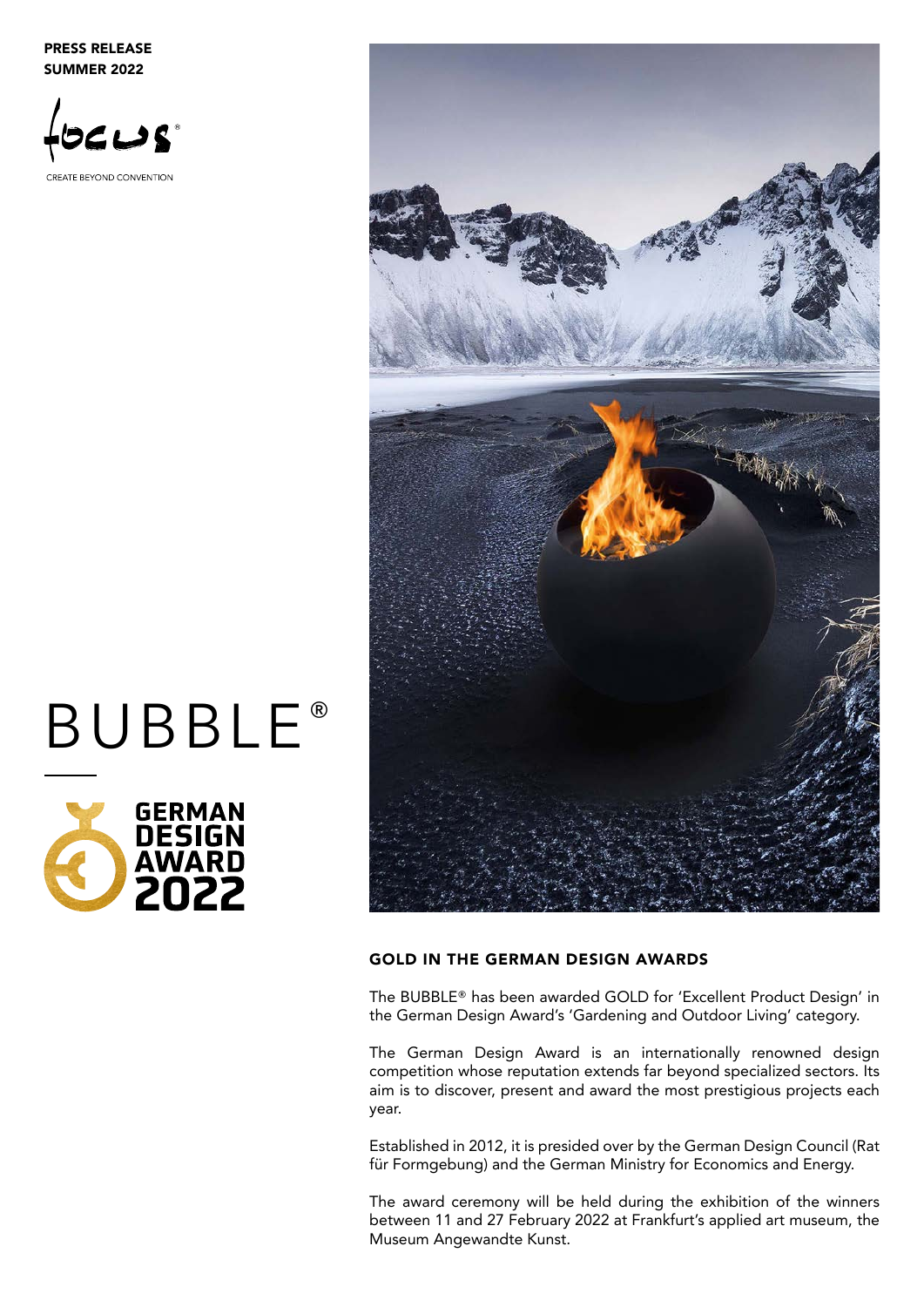**PRESS RELEASE**
**SUMMER 2022**

focus®

CREATE BEYOND CONVENTION

# BUBBLE®

GERMAN DESIGN AWARD 2022

## GOLD IN THE GERMAN DESIGN AWARDS

The BUBBLE® has been awarded GOLD for 'Excellent Product Design' in the German Design Award's 'Gardening and Outdoor Living' category.

The German Design Award is an internationally renowned design competition whose reputation extends far beyond specialized sectors. Its aim is to discover, present and award the most prestigious projects each year.

Established in 2012, it is presided over by the German Design Council (Rat für Formgebung) and the German Ministry for Economics and Energy.

The award ceremony will be held during the exhibition of the winners between 11 and 27 February 2022 at Frankfurt's applied art museum, the Museum Angewandte Kunst.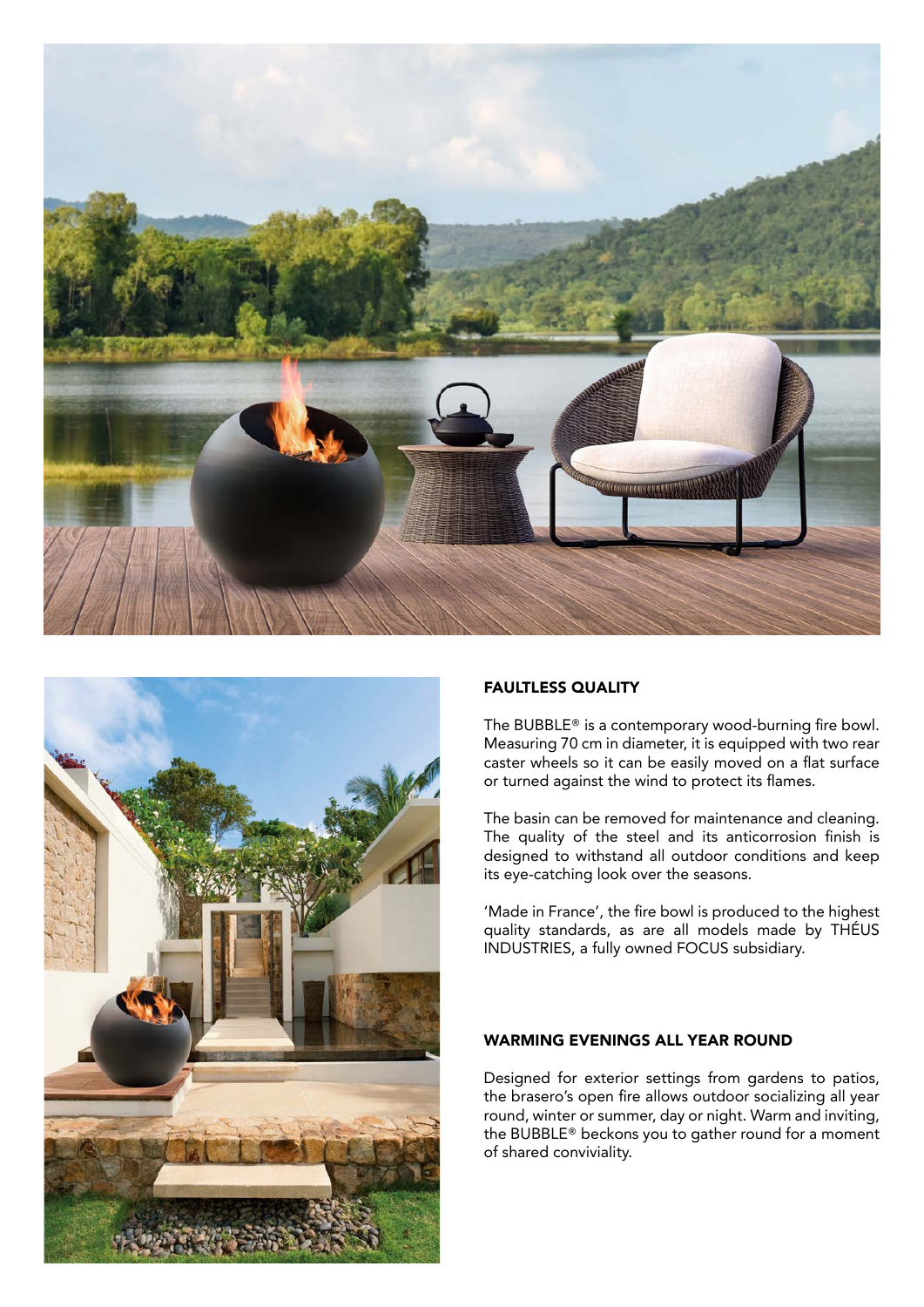## FAULTLESS QUALITY

The BUBBLE® is a contemporary wood-burning fire bowl. Measuring 70 cm in diameter, it is equipped with two rear caster wheels so it can be easily moved on a flat surface or turned against the wind to protect its flames.

The basin can be removed for maintenance and cleaning. The quality of the steel and its anticorrosion finish is designed to withstand all outdoor conditions and keep its eye-catching look over the seasons.

'Made in France', the fire bowl is produced to the highest quality standards, as are all models made by THÉUS INDUSTRIES, a fully owned FOCUS subsidiary.

## WARMING EVENINGS ALL YEAR ROUND

Designed for exterior settings from gardens to patios, the brasero's open fire allows outdoor socializing all year round, winter or summer, day or night. Warm and inviting, the BUBBLE® beckons you to gather round for a moment of shared conviviality.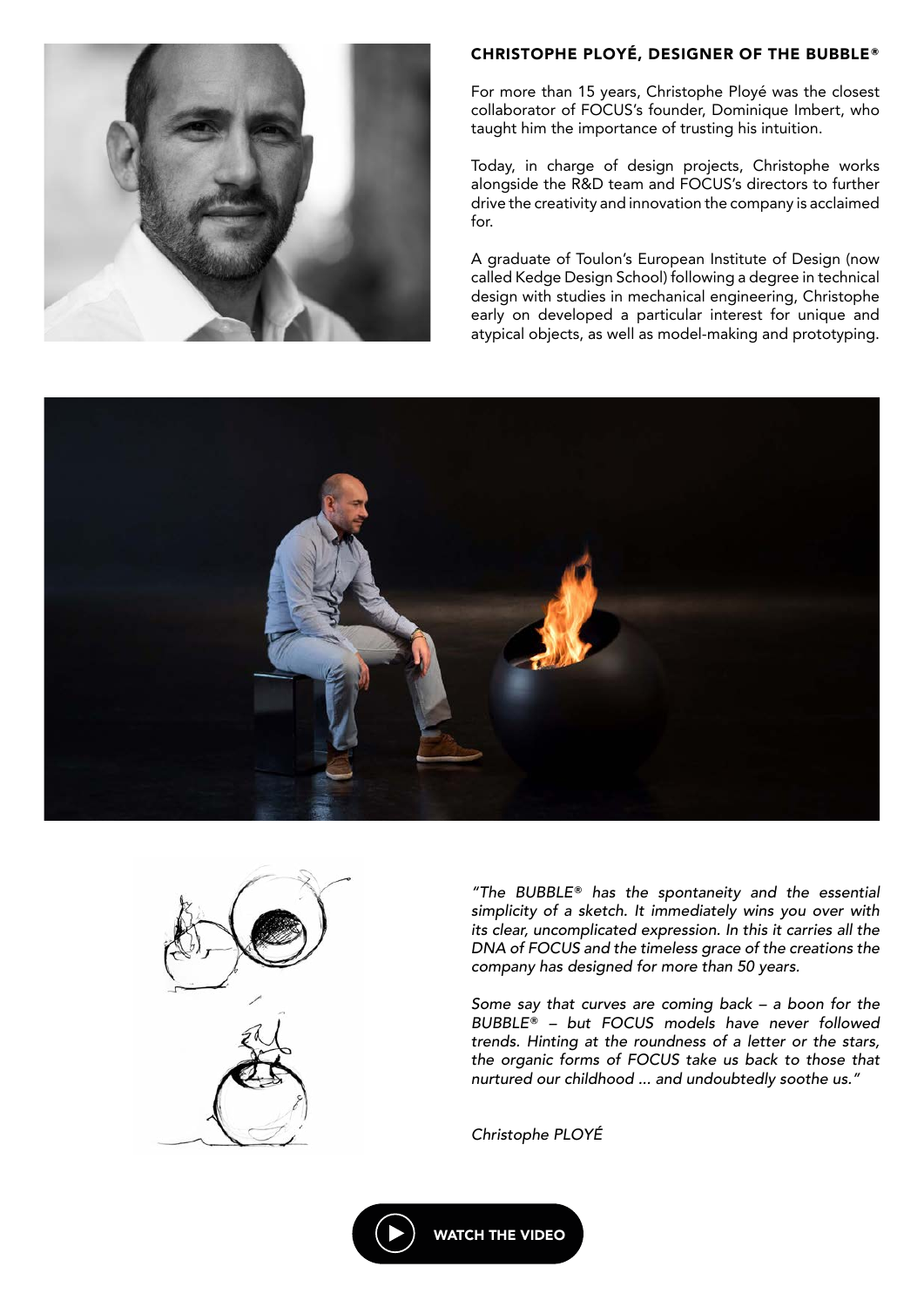## CHRISTOPHE PLOYÉ, DESIGNER OF THE BUBBLE®

For more than 15 years, Christophe Ployé was the closest collaborator of FOCUS's founder, Dominique Imbert, who taught him the importance of trusting his intuition.

Today, in charge of design projects, Christophe works alongside the R&D team and FOCUS's directors to further drive the creativity and innovation the company is acclaimed for.

A graduate of Toulon's European Institute of Design (now called Kedge Design School) following a degree in technical design with studies in mechanical engineering, Christophe early on developed a particular interest for unique and atypical objects, as well as model-making and prototyping.

*"The BUBBLE® has the spontaneity and the essential simplicity of a sketch. It immediately wins you over with its clear, uncomplicated expression. In this it carries all the DNA of FOCUS and the timeless grace of the creations the company has designed for more than 50 years.*

*Some say that curves are coming back – a boon for the BUBBLE® – but FOCUS models have never followed trends. Hinting at the roundness of a letter or the stars, the organic forms of FOCUS take us back to those that nurtured our childhood ... and undoubtedly soothe us."*

*Christophe PLOYÉ*

**WATCH THE VIDEO**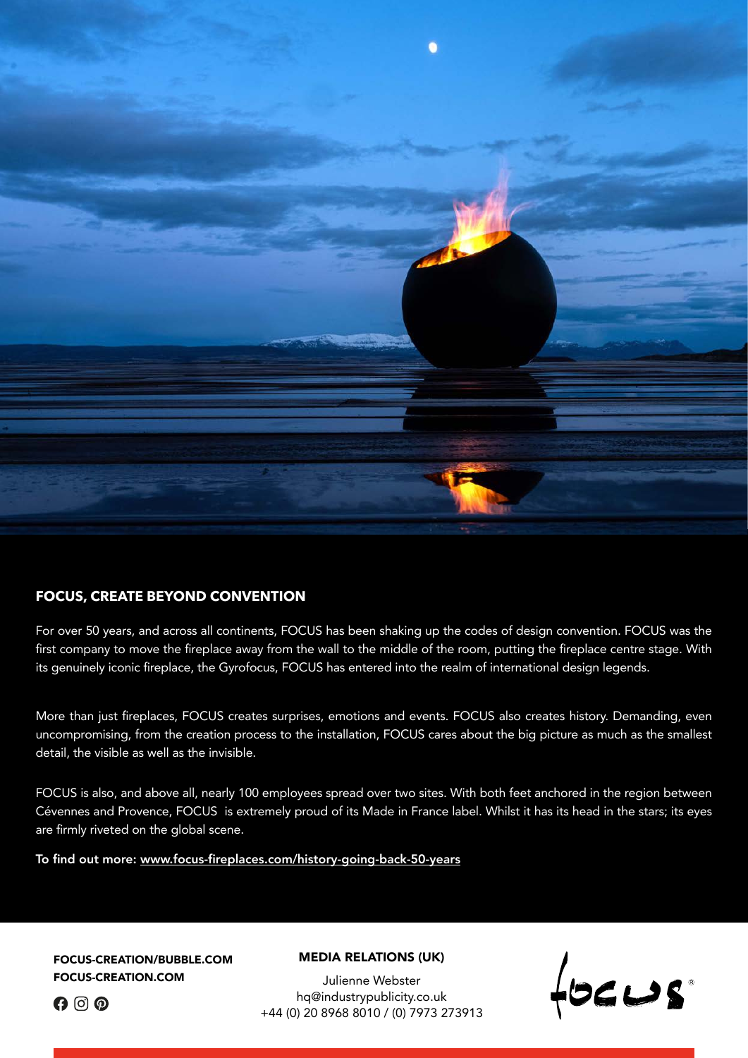## FOCUS, CREATE BEYOND CONVENTION

For over 50 years, and across all continents, FOCUS has been shaking up the codes of design convention. FOCUS was the first company to move the fireplace away from the wall to the middle of the room, putting the fireplace centre stage. With its genuinely iconic fireplace, the Gyrofocus, FOCUS has entered into the realm of international design legends.

More than just fireplaces, FOCUS creates surprises, emotions and events. FOCUS also creates history. Demanding, even uncompromising, from the creation process to the installation, FOCUS cares about the big picture as much as the smallest detail, the visible as well as the invisible.

FOCUS is also, and above all, nearly 100 employees spread over two sites. With both feet anchored in the region between Cévennes and Provence, FOCUS is extremely proud of its Made in France label. Whilst it has its head in the stars; its eyes are firmly riveted on the global scene.

**To find out more: www.focus-fireplaces.com/history-going-back-50-years**

**FOCUS-CREATION/BUBBLE.COM**
**FOCUS-CREATION.COM**

**MEDIA RELATIONS (UK)**

Julienne Webster
hq@industrypublicity.co.uk
+44 (0) 20 8968 8010 / (0) 7973 273913

focus®